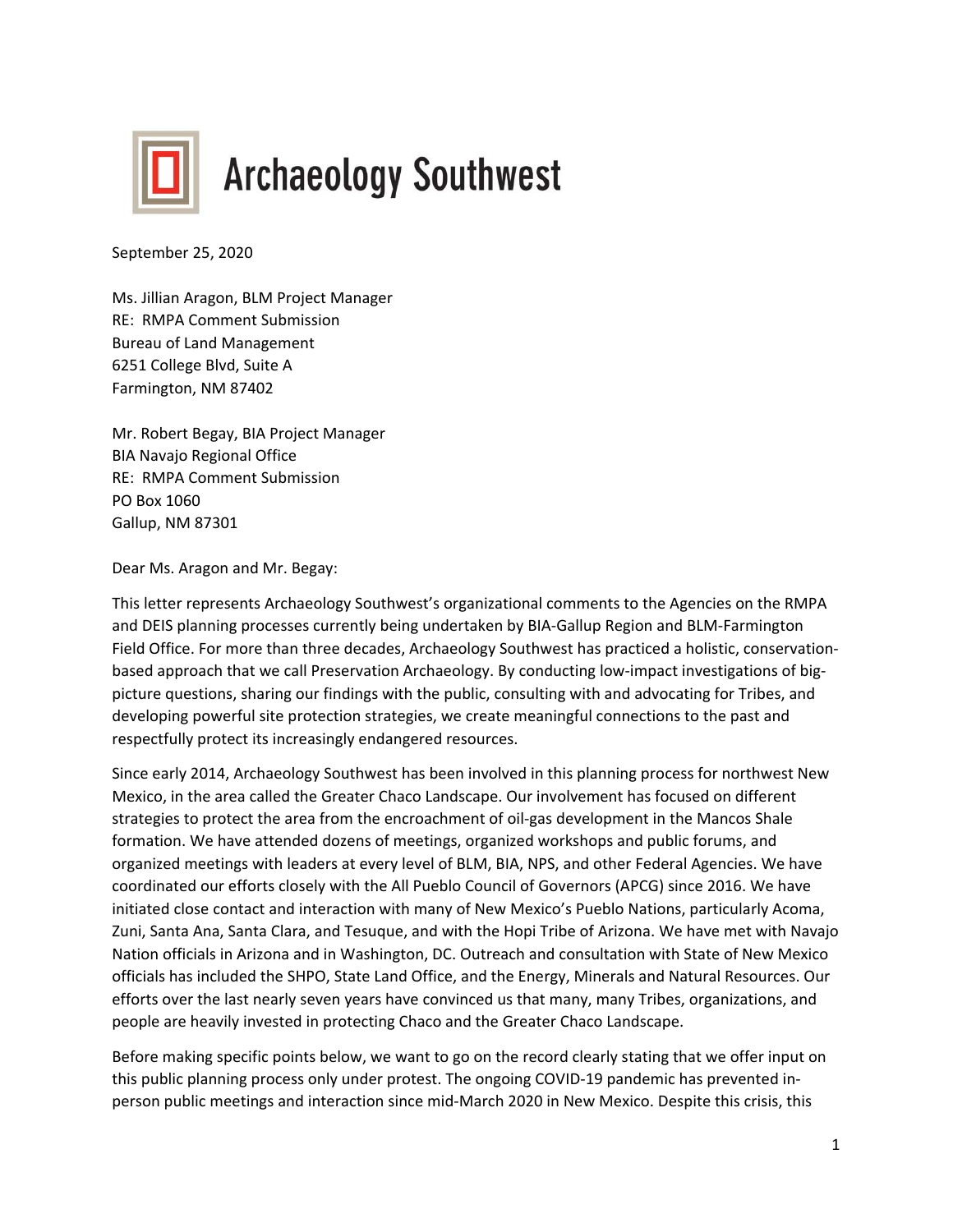# Archaeology Southwest

September 25, 2020

Ms. Jillian Aragon, BLM Project Manager
RE: RMPA Comment Submission
Bureau of Land Management
6251 College Blvd, Suite A
Farmington, NM 87402

Mr. Robert Begay, BIA Project Manager
BIA Navajo Regional Office
RE: RMPA Comment Submission
PO Box 1060
Gallup, NM 87301

Dear Ms. Aragon and Mr. Begay:

This letter represents Archaeology Southwest's organizational comments to the Agencies on the RMPA and DEIS planning processes currently being undertaken by BIA-Gallup Region and BLM-Farmington Field Office. For more than three decades, Archaeology Southwest has practiced a holistic, conservation-based approach that we call Preservation Archaeology. By conducting low-impact investigations of big-picture questions, sharing our findings with the public, consulting with and advocating for Tribes, and developing powerful site protection strategies, we create meaningful connections to the past and respectfully protect its increasingly endangered resources.

Since early 2014, Archaeology Southwest has been involved in this planning process for northwest New Mexico, in the area called the Greater Chaco Landscape. Our involvement has focused on different strategies to protect the area from the encroachment of oil-gas development in the Mancos Shale formation. We have attended dozens of meetings, organized workshops and public forums, and organized meetings with leaders at every level of BLM, BIA, NPS, and other Federal Agencies. We have coordinated our efforts closely with the All Pueblo Council of Governors (APCG) since 2016. We have initiated close contact and interaction with many of New Mexico's Pueblo Nations, particularly Acoma, Zuni, Santa Ana, Santa Clara, and Tesuque, and with the Hopi Tribe of Arizona. We have met with Navajo Nation officials in Arizona and in Washington, DC. Outreach and consultation with State of New Mexico officials has included the SHPO, State Land Office, and the Energy, Minerals and Natural Resources. Our efforts over the last nearly seven years have convinced us that many, many Tribes, organizations, and people are heavily invested in protecting Chaco and the Greater Chaco Landscape.

Before making specific points below, we want to go on the record clearly stating that we offer input on this public planning process only under protest. The ongoing COVID-19 pandemic has prevented in-person public meetings and interaction since mid-March 2020 in New Mexico. Despite this crisis, this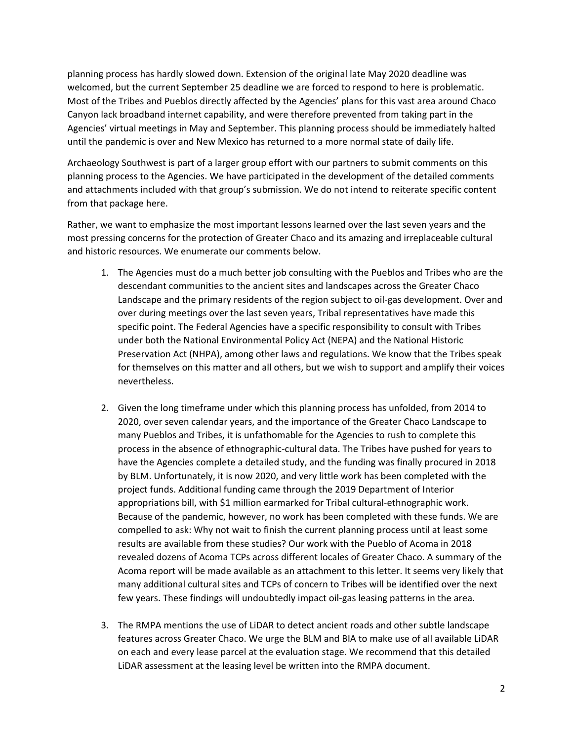planning process has hardly slowed down. Extension of the original late May 2020 deadline was welcomed, but the current September 25 deadline we are forced to respond to here is problematic. Most of the Tribes and Pueblos directly affected by the Agencies' plans for this vast area around Chaco Canyon lack broadband internet capability, and were therefore prevented from taking part in the Agencies' virtual meetings in May and September. This planning process should be immediately halted until the pandemic is over and New Mexico has returned to a more normal state of daily life.

Archaeology Southwest is part of a larger group effort with our partners to submit comments on this planning process to the Agencies. We have participated in the development of the detailed comments and attachments included with that group's submission. We do not intend to reiterate specific content from that package here.

Rather, we want to emphasize the most important lessons learned over the last seven years and the most pressing concerns for the protection of Greater Chaco and its amazing and irreplaceable cultural and historic resources. We enumerate our comments below.

1. The Agencies must do a much better job consulting with the Pueblos and Tribes who are the descendant communities to the ancient sites and landscapes across the Greater Chaco Landscape and the primary residents of the region subject to oil-gas development. Over and over during meetings over the last seven years, Tribal representatives have made this specific point. The Federal Agencies have a specific responsibility to consult with Tribes under both the National Environmental Policy Act (NEPA) and the National Historic Preservation Act (NHPA), among other laws and regulations. We know that the Tribes speak for themselves on this matter and all others, but we wish to support and amplify their voices nevertheless.

2. Given the long timeframe under which this planning process has unfolded, from 2014 to 2020, over seven calendar years, and the importance of the Greater Chaco Landscape to many Pueblos and Tribes, it is unfathomable for the Agencies to rush to complete this process in the absence of ethnographic-cultural data. The Tribes have pushed for years to have the Agencies complete a detailed study, and the funding was finally procured in 2018 by BLM. Unfortunately, it is now 2020, and very little work has been completed with the project funds. Additional funding came through the 2019 Department of Interior appropriations bill, with $1 million earmarked for Tribal cultural-ethnographic work. Because of the pandemic, however, no work has been completed with these funds. We are compelled to ask: Why not wait to finish the current planning process until at least some results are available from these studies? Our work with the Pueblo of Acoma in 2018 revealed dozens of Acoma TCPs across different locales of Greater Chaco. A summary of the Acoma report will be made available as an attachment to this letter. It seems very likely that many additional cultural sites and TCPs of concern to Tribes will be identified over the next few years. These findings will undoubtedly impact oil-gas leasing patterns in the area.

3. The RMPA mentions the use of LiDAR to detect ancient roads and other subtle landscape features across Greater Chaco. We urge the BLM and BIA to make use of all available LiDAR on each and every lease parcel at the evaluation stage. We recommend that this detailed LiDAR assessment at the leasing level be written into the RMPA document.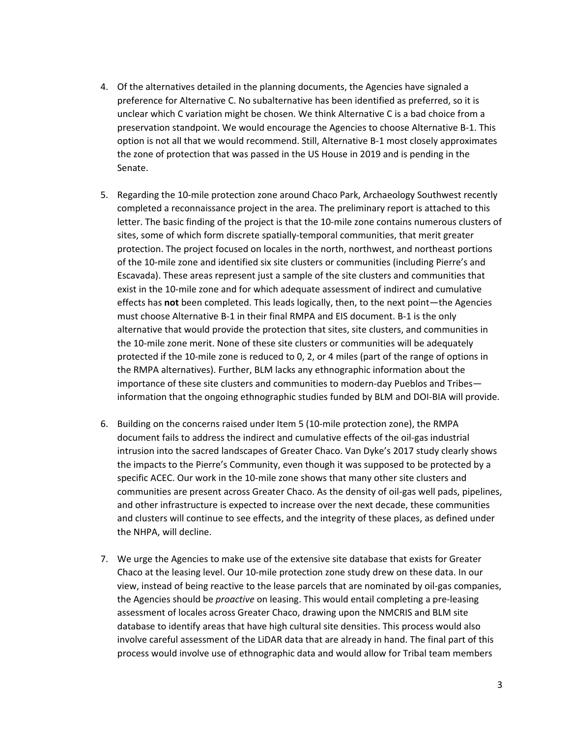4. Of the alternatives detailed in the planning documents, the Agencies have signaled a preference for Alternative C. No subalternative has been identified as preferred, so it is unclear which C variation might be chosen. We think Alternative C is a bad choice from a preservation standpoint. We would encourage the Agencies to choose Alternative B-1. This option is not all that we would recommend. Still, Alternative B-1 most closely approximates the zone of protection that was passed in the US House in 2019 and is pending in the Senate.

5. Regarding the 10-mile protection zone around Chaco Park, Archaeology Southwest recently completed a reconnaissance project in the area. The preliminary report is attached to this letter. The basic finding of the project is that the 10-mile zone contains numerous clusters of sites, some of which form discrete spatially-temporal communities, that merit greater protection. The project focused on locales in the north, northwest, and northeast portions of the 10-mile zone and identified six site clusters or communities (including Pierre's and Escavada). These areas represent just a sample of the site clusters and communities that exist in the 10-mile zone and for which adequate assessment of indirect and cumulative effects has **not** been completed. This leads logically, then, to the next point—the Agencies must choose Alternative B-1 in their final RMPA and EIS document. B-1 is the only alternative that would provide the protection that sites, site clusters, and communities in the 10-mile zone merit. None of these site clusters or communities will be adequately protected if the 10-mile zone is reduced to 0, 2, or 4 miles (part of the range of options in the RMPA alternatives). Further, BLM lacks any ethnographic information about the importance of these site clusters and communities to modern-day Pueblos and Tribes—information that the ongoing ethnographic studies funded by BLM and DOI-BIA will provide.

6. Building on the concerns raised under Item 5 (10-mile protection zone), the RMPA document fails to address the indirect and cumulative effects of the oil-gas industrial intrusion into the sacred landscapes of Greater Chaco. Van Dyke's 2017 study clearly shows the impacts to the Pierre's Community, even though it was supposed to be protected by a specific ACEC. Our work in the 10-mile zone shows that many other site clusters and communities are present across Greater Chaco. As the density of oil-gas well pads, pipelines, and other infrastructure is expected to increase over the next decade, these communities and clusters will continue to see effects, and the integrity of these places, as defined under the NHPA, will decline.

7. We urge the Agencies to make use of the extensive site database that exists for Greater Chaco at the leasing level. Our 10-mile protection zone study drew on these data. In our view, instead of being reactive to the lease parcels that are nominated by oil-gas companies, the Agencies should be *proactive* on leasing. This would entail completing a pre-leasing assessment of locales across Greater Chaco, drawing upon the NMCRIS and BLM site database to identify areas that have high cultural site densities. This process would also involve careful assessment of the LiDAR data that are already in hand. The final part of this process would involve use of ethnographic data and would allow for Tribal team members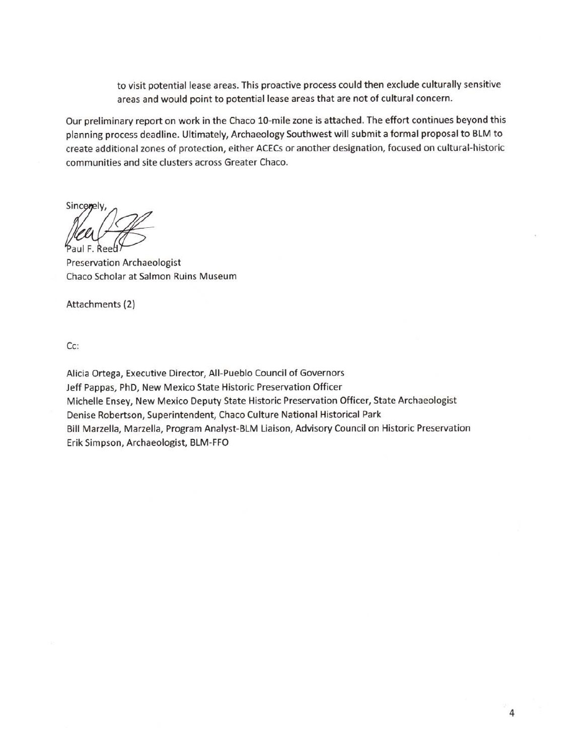to visit potential lease areas. This proactive process could then exclude culturally sensitive areas and would point to potential lease areas that are not of cultural concern.

Our preliminary report on work in the Chaco 10-mile zone is attached. The effort continues beyond this planning process deadline. Ultimately, Archaeology Southwest will submit a formal proposal to BLM to create additional zones of protection, either ACECs or another designation, focused on cultural-historic communities and site clusters across Greater Chaco.

Sincerely,

Paul F. Reed
Preservation Archaeologist
Chaco Scholar at Salmon Ruins Museum

Attachments (2)

Cc:

Alicia Ortega, Executive Director, All-Pueblo Council of Governors
Jeff Pappas, PhD, New Mexico State Historic Preservation Officer
Michelle Ensey, New Mexico Deputy State Historic Preservation Officer, State Archaeologist
Denise Robertson, Superintendent, Chaco Culture National Historical Park
Bill Marzella, Marzella, Program Analyst-BLM Liaison, Advisory Council on Historic Preservation
Erik Simpson, Archaeologist, BLM-FFO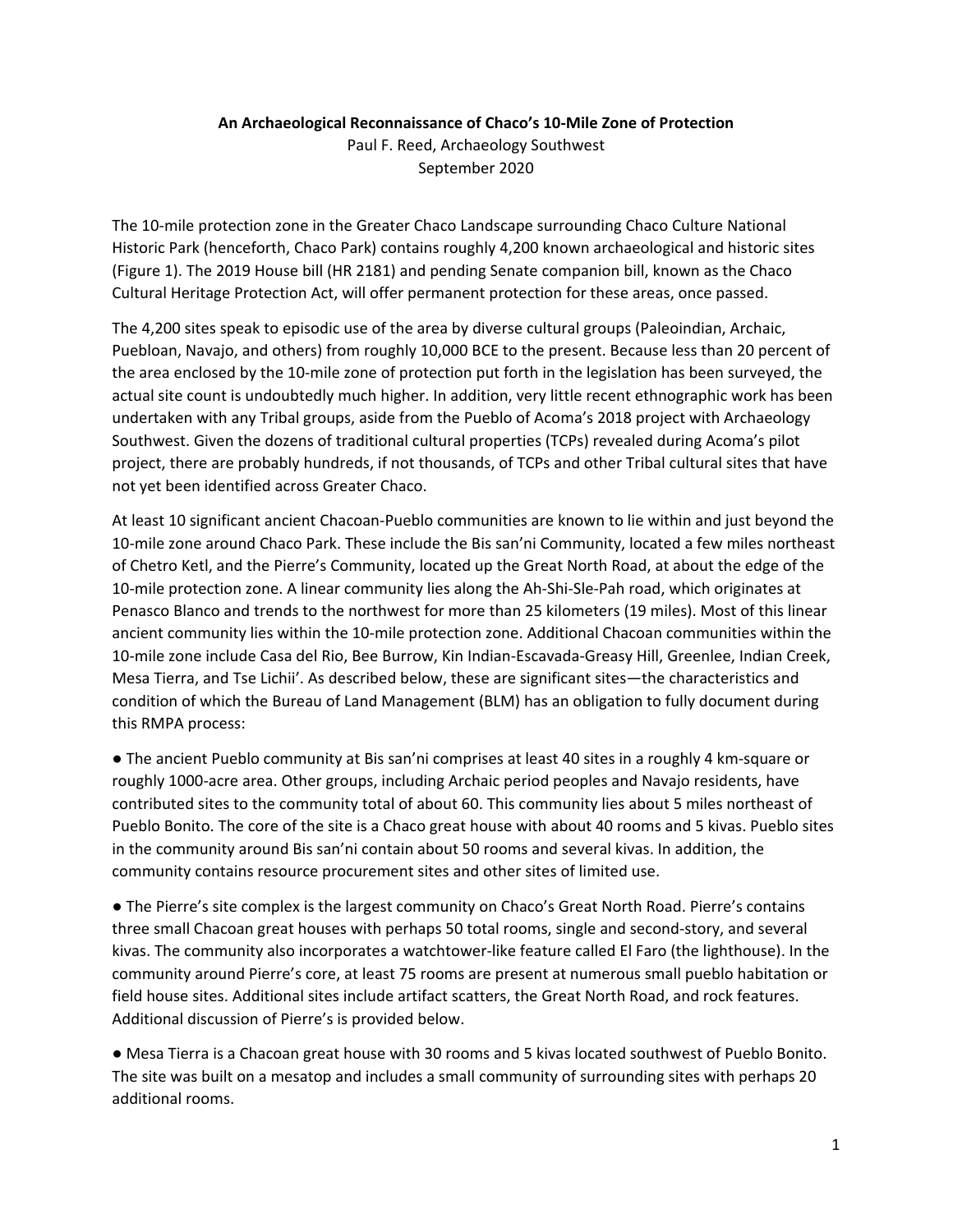**An Archaeological Reconnaissance of Chaco's 10-Mile Zone of Protection**

Paul F. Reed, Archaeology Southwest

September 2020

The 10-mile protection zone in the Greater Chaco Landscape surrounding Chaco Culture National Historic Park (henceforth, Chaco Park) contains roughly 4,200 known archaeological and historic sites (Figure 1). The 2019 House bill (HR 2181) and pending Senate companion bill, known as the Chaco Cultural Heritage Protection Act, will offer permanent protection for these areas, once passed.

The 4,200 sites speak to episodic use of the area by diverse cultural groups (Paleoindian, Archaic, Puebloan, Navajo, and others) from roughly 10,000 BCE to the present. Because less than 20 percent of the area enclosed by the 10-mile zone of protection put forth in the legislation has been surveyed, the actual site count is undoubtedly much higher. In addition, very little recent ethnographic work has been undertaken with any Tribal groups, aside from the Pueblo of Acoma's 2018 project with Archaeology Southwest. Given the dozens of traditional cultural properties (TCPs) revealed during Acoma's pilot project, there are probably hundreds, if not thousands, of TCPs and other Tribal cultural sites that have not yet been identified across Greater Chaco.

At least 10 significant ancient Chacoan-Pueblo communities are known to lie within and just beyond the 10-mile zone around Chaco Park. These include the Bis san'ni Community, located a few miles northeast of Chetro Ketl, and the Pierre's Community, located up the Great North Road, at about the edge of the 10-mile protection zone. A linear community lies along the Ah-Shi-Sle-Pah road, which originates at Penasco Blanco and trends to the northwest for more than 25 kilometers (19 miles). Most of this linear ancient community lies within the 10-mile protection zone. Additional Chacoan communities within the 10-mile zone include Casa del Rio, Bee Burrow, Kin Indian-Escavada-Greasy Hill, Greenlee, Indian Creek, Mesa Tierra, and Tse Lichii'. As described below, these are significant sites—the characteristics and condition of which the Bureau of Land Management (BLM) has an obligation to fully document during this RMPA process:

- The ancient Pueblo community at Bis san'ni comprises at least 40 sites in a roughly 4 km-square or roughly 1000-acre area. Other groups, including Archaic period peoples and Navajo residents, have contributed sites to the community total of about 60. This community lies about 5 miles northeast of Pueblo Bonito. The core of the site is a Chaco great house with about 40 rooms and 5 kivas. Pueblo sites in the community around Bis san'ni contain about 50 rooms and several kivas. In addition, the community contains resource procurement sites and other sites of limited use.

- The Pierre's site complex is the largest community on Chaco's Great North Road. Pierre's contains three small Chacoan great houses with perhaps 50 total rooms, single and second-story, and several kivas. The community also incorporates a watchtower-like feature called El Faro (the lighthouse). In the community around Pierre's core, at least 75 rooms are present at numerous small pueblo habitation or field house sites. Additional sites include artifact scatters, the Great North Road, and rock features. Additional discussion of Pierre's is provided below.

- Mesa Tierra is a Chacoan great house with 30 rooms and 5 kivas located southwest of Pueblo Bonito. The site was built on a mesatop and includes a small community of surrounding sites with perhaps 20 additional rooms.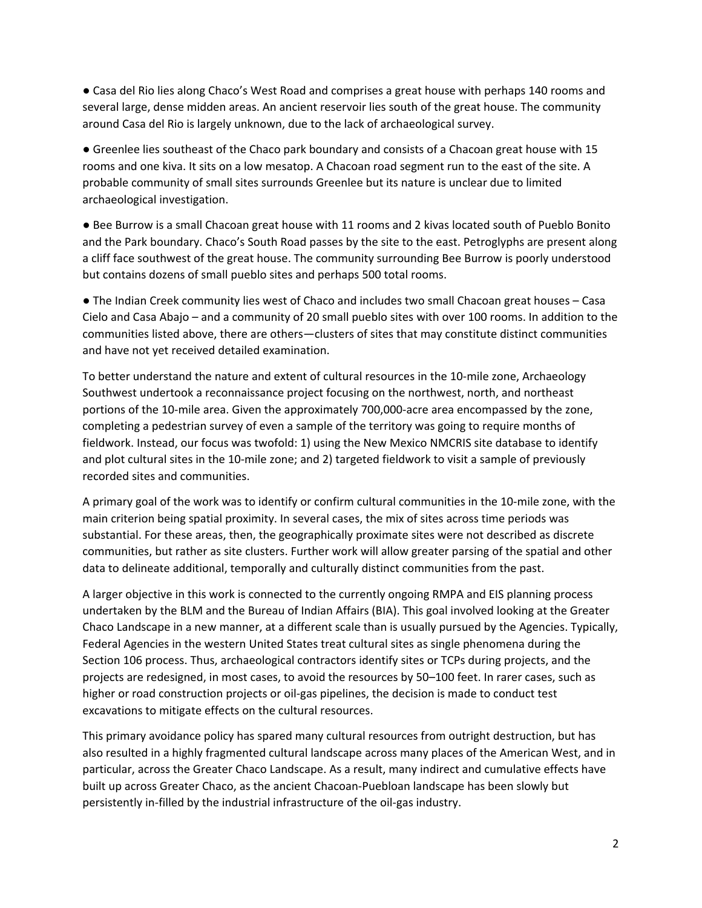● Casa del Rio lies along Chaco's West Road and comprises a great house with perhaps 140 rooms and several large, dense midden areas. An ancient reservoir lies south of the great house. The community around Casa del Rio is largely unknown, due to the lack of archaeological survey.

● Greenlee lies southeast of the Chaco park boundary and consists of a Chacoan great house with 15 rooms and one kiva. It sits on a low mesatop. A Chacoan road segment run to the east of the site. A probable community of small sites surrounds Greenlee but its nature is unclear due to limited archaeological investigation.

● Bee Burrow is a small Chacoan great house with 11 rooms and 2 kivas located south of Pueblo Bonito and the Park boundary. Chaco's South Road passes by the site to the east. Petroglyphs are present along a cliff face southwest of the great house. The community surrounding Bee Burrow is poorly understood but contains dozens of small pueblo sites and perhaps 500 total rooms.

● The Indian Creek community lies west of Chaco and includes two small Chacoan great houses – Casa Cielo and Casa Abajo – and a community of 20 small pueblo sites with over 100 rooms. In addition to the communities listed above, there are others—clusters of sites that may constitute distinct communities and have not yet received detailed examination.

To better understand the nature and extent of cultural resources in the 10-mile zone, Archaeology Southwest undertook a reconnaissance project focusing on the northwest, north, and northeast portions of the 10-mile area. Given the approximately 700,000-acre area encompassed by the zone, completing a pedestrian survey of even a sample of the territory was going to require months of fieldwork. Instead, our focus was twofold: 1) using the New Mexico NMCRIS site database to identify and plot cultural sites in the 10-mile zone; and 2) targeted fieldwork to visit a sample of previously recorded sites and communities.

A primary goal of the work was to identify or confirm cultural communities in the 10-mile zone, with the main criterion being spatial proximity. In several cases, the mix of sites across time periods was substantial. For these areas, then, the geographically proximate sites were not described as discrete communities, but rather as site clusters. Further work will allow greater parsing of the spatial and other data to delineate additional, temporally and culturally distinct communities from the past.

A larger objective in this work is connected to the currently ongoing RMPA and EIS planning process undertaken by the BLM and the Bureau of Indian Affairs (BIA). This goal involved looking at the Greater Chaco Landscape in a new manner, at a different scale than is usually pursued by the Agencies. Typically, Federal Agencies in the western United States treat cultural sites as single phenomena during the Section 106 process. Thus, archaeological contractors identify sites or TCPs during projects, and the projects are redesigned, in most cases, to avoid the resources by 50–100 feet. In rarer cases, such as higher or road construction projects or oil-gas pipelines, the decision is made to conduct test excavations to mitigate effects on the cultural resources.

This primary avoidance policy has spared many cultural resources from outright destruction, but has also resulted in a highly fragmented cultural landscape across many places of the American West, and in particular, across the Greater Chaco Landscape. As a result, many indirect and cumulative effects have built up across Greater Chaco, as the ancient Chacoan-Puebloan landscape has been slowly but persistently in-filled by the industrial infrastructure of the oil-gas industry.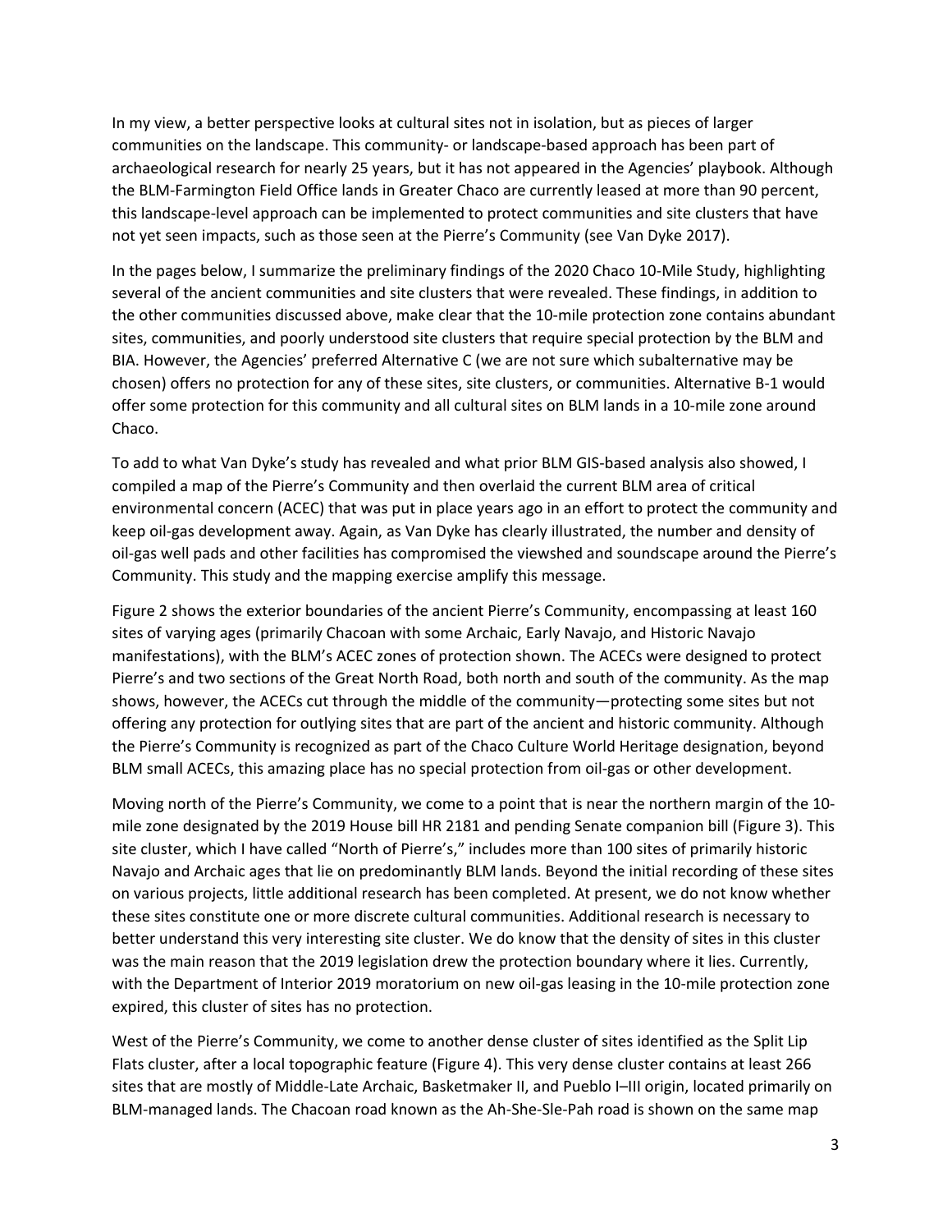In my view, a better perspective looks at cultural sites not in isolation, but as pieces of larger communities on the landscape. This community- or landscape-based approach has been part of archaeological research for nearly 25 years, but it has not appeared in the Agencies' playbook. Although the BLM-Farmington Field Office lands in Greater Chaco are currently leased at more than 90 percent, this landscape-level approach can be implemented to protect communities and site clusters that have not yet seen impacts, such as those seen at the Pierre's Community (see Van Dyke 2017).

In the pages below, I summarize the preliminary findings of the 2020 Chaco 10-Mile Study, highlighting several of the ancient communities and site clusters that were revealed. These findings, in addition to the other communities discussed above, make clear that the 10-mile protection zone contains abundant sites, communities, and poorly understood site clusters that require special protection by the BLM and BIA. However, the Agencies' preferred Alternative C (we are not sure which subalternative may be chosen) offers no protection for any of these sites, site clusters, or communities. Alternative B-1 would offer some protection for this community and all cultural sites on BLM lands in a 10-mile zone around Chaco.

To add to what Van Dyke's study has revealed and what prior BLM GIS-based analysis also showed, I compiled a map of the Pierre's Community and then overlaid the current BLM area of critical environmental concern (ACEC) that was put in place years ago in an effort to protect the community and keep oil-gas development away. Again, as Van Dyke has clearly illustrated, the number and density of oil-gas well pads and other facilities has compromised the viewshed and soundscape around the Pierre's Community. This study and the mapping exercise amplify this message.

Figure 2 shows the exterior boundaries of the ancient Pierre's Community, encompassing at least 160 sites of varying ages (primarily Chacoan with some Archaic, Early Navajo, and Historic Navajo manifestations), with the BLM's ACEC zones of protection shown. The ACECs were designed to protect Pierre's and two sections of the Great North Road, both north and south of the community. As the map shows, however, the ACECs cut through the middle of the community—protecting some sites but not offering any protection for outlying sites that are part of the ancient and historic community. Although the Pierre's Community is recognized as part of the Chaco Culture World Heritage designation, beyond BLM small ACECs, this amazing place has no special protection from oil-gas or other development.

Moving north of the Pierre's Community, we come to a point that is near the northern margin of the 10-mile zone designated by the 2019 House bill HR 2181 and pending Senate companion bill (Figure 3). This site cluster, which I have called "North of Pierre's," includes more than 100 sites of primarily historic Navajo and Archaic ages that lie on predominantly BLM lands. Beyond the initial recording of these sites on various projects, little additional research has been completed. At present, we do not know whether these sites constitute one or more discrete cultural communities. Additional research is necessary to better understand this very interesting site cluster. We do know that the density of sites in this cluster was the main reason that the 2019 legislation drew the protection boundary where it lies. Currently, with the Department of Interior 2019 moratorium on new oil-gas leasing in the 10-mile protection zone expired, this cluster of sites has no protection.

West of the Pierre's Community, we come to another dense cluster of sites identified as the Split Lip Flats cluster, after a local topographic feature (Figure 4). This very dense cluster contains at least 266 sites that are mostly of Middle-Late Archaic, Basketmaker II, and Pueblo I–III origin, located primarily on BLM-managed lands. The Chacoan road known as the Ah-She-Sle-Pah road is shown on the same map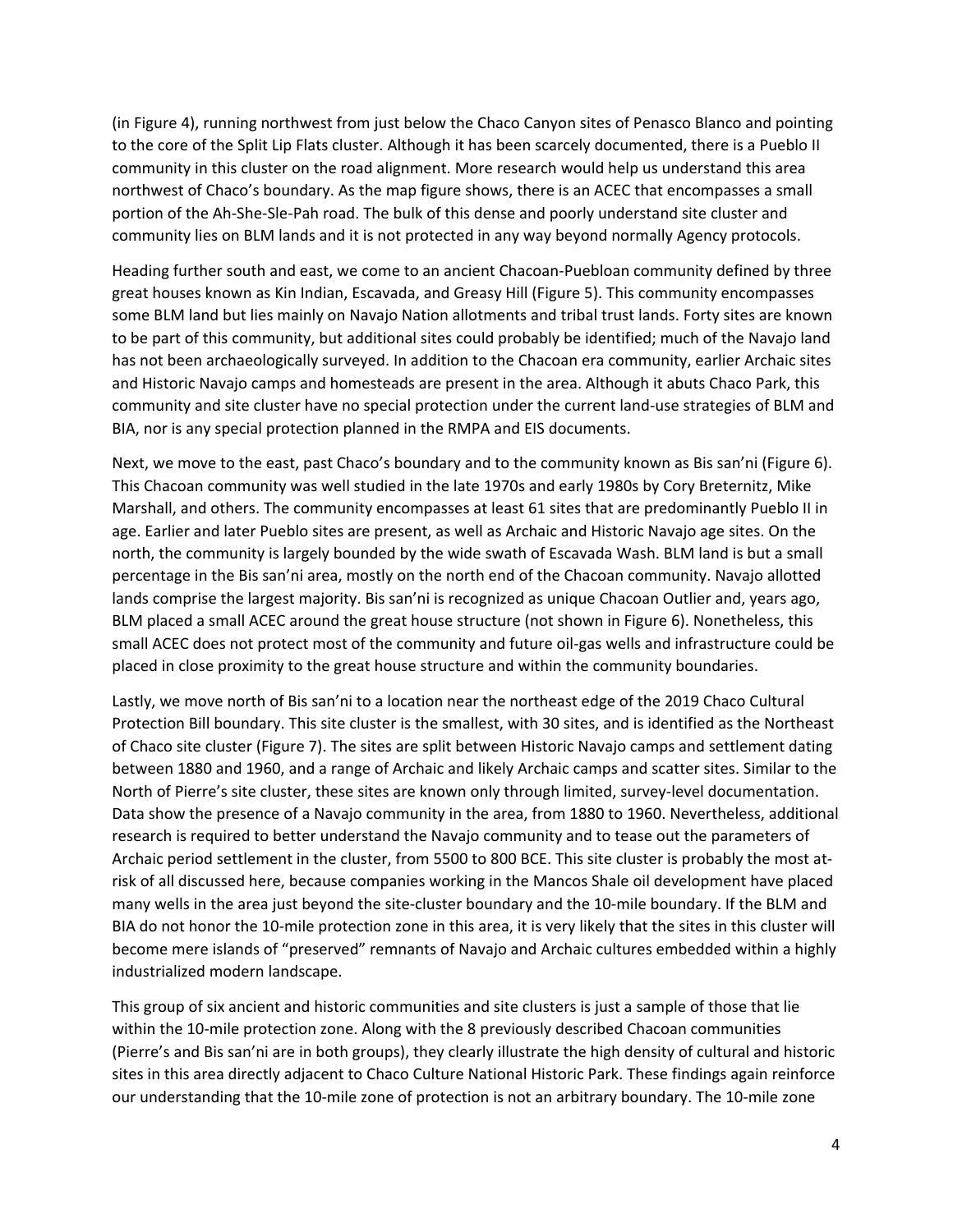(in Figure 4), running northwest from just below the Chaco Canyon sites of Penasco Blanco and pointing to the core of the Split Lip Flats cluster. Although it has been scarcely documented, there is a Pueblo II community in this cluster on the road alignment. More research would help us understand this area northwest of Chaco's boundary. As the map figure shows, there is an ACEC that encompasses a small portion of the Ah-She-Sle-Pah road. The bulk of this dense and poorly understand site cluster and community lies on BLM lands and it is not protected in any way beyond normally Agency protocols.

Heading further south and east, we come to an ancient Chacoan-Puebloan community defined by three great houses known as Kin Indian, Escavada, and Greasy Hill (Figure 5). This community encompasses some BLM land but lies mainly on Navajo Nation allotments and tribal trust lands. Forty sites are known to be part of this community, but additional sites could probably be identified; much of the Navajo land has not been archaeologically surveyed. In addition to the Chacoan era community, earlier Archaic sites and Historic Navajo camps and homesteads are present in the area. Although it abuts Chaco Park, this community and site cluster have no special protection under the current land-use strategies of BLM and BIA, nor is any special protection planned in the RMPA and EIS documents.

Next, we move to the east, past Chaco's boundary and to the community known as Bis san'ni (Figure 6). This Chacoan community was well studied in the late 1970s and early 1980s by Cory Breternitz, Mike Marshall, and others. The community encompasses at least 61 sites that are predominantly Pueblo II in age. Earlier and later Pueblo sites are present, as well as Archaic and Historic Navajo age sites. On the north, the community is largely bounded by the wide swath of Escavada Wash. BLM land is but a small percentage in the Bis san'ni area, mostly on the north end of the Chacoan community. Navajo allotted lands comprise the largest majority. Bis san'ni is recognized as unique Chacoan Outlier and, years ago, BLM placed a small ACEC around the great house structure (not shown in Figure 6). Nonetheless, this small ACEC does not protect most of the community and future oil-gas wells and infrastructure could be placed in close proximity to the great house structure and within the community boundaries.

Lastly, we move north of Bis san'ni to a location near the northeast edge of the 2019 Chaco Cultural Protection Bill boundary. This site cluster is the smallest, with 30 sites, and is identified as the Northeast of Chaco site cluster (Figure 7). The sites are split between Historic Navajo camps and settlement dating between 1880 and 1960, and a range of Archaic and likely Archaic camps and scatter sites. Similar to the North of Pierre's site cluster, these sites are known only through limited, survey-level documentation. Data show the presence of a Navajo community in the area, from 1880 to 1960. Nevertheless, additional research is required to better understand the Navajo community and to tease out the parameters of Archaic period settlement in the cluster, from 5500 to 800 BCE. This site cluster is probably the most at-risk of all discussed here, because companies working in the Mancos Shale oil development have placed many wells in the area just beyond the site-cluster boundary and the 10-mile boundary. If the BLM and BIA do not honor the 10-mile protection zone in this area, it is very likely that the sites in this cluster will become mere islands of "preserved" remnants of Navajo and Archaic cultures embedded within a highly industrialized modern landscape.

This group of six ancient and historic communities and site clusters is just a sample of those that lie within the 10-mile protection zone. Along with the 8 previously described Chacoan communities (Pierre's and Bis san'ni are in both groups), they clearly illustrate the high density of cultural and historic sites in this area directly adjacent to Chaco Culture National Historic Park. These findings again reinforce our understanding that the 10-mile zone of protection is not an arbitrary boundary. The 10-mile zone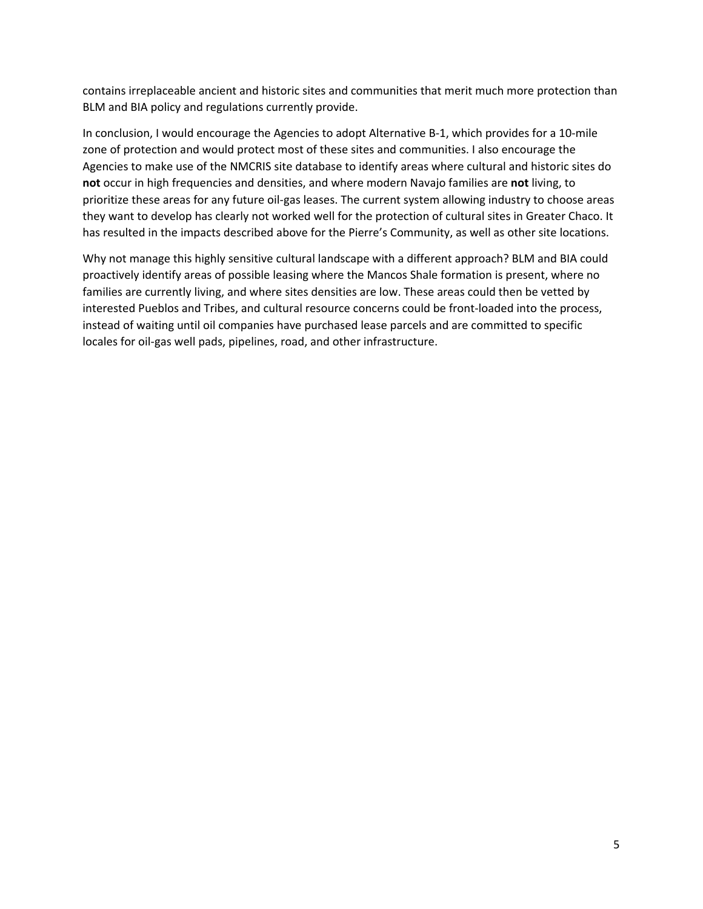contains irreplaceable ancient and historic sites and communities that merit much more protection than BLM and BIA policy and regulations currently provide.

In conclusion, I would encourage the Agencies to adopt Alternative B-1, which provides for a 10-mile zone of protection and would protect most of these sites and communities. I also encourage the Agencies to make use of the NMCRIS site database to identify areas where cultural and historic sites do **not** occur in high frequencies and densities, and where modern Navajo families are **not** living, to prioritize these areas for any future oil-gas leases. The current system allowing industry to choose areas they want to develop has clearly not worked well for the protection of cultural sites in Greater Chaco. It has resulted in the impacts described above for the Pierre's Community, as well as other site locations.

Why not manage this highly sensitive cultural landscape with a different approach? BLM and BIA could proactively identify areas of possible leasing where the Mancos Shale formation is present, where no families are currently living, and where sites densities are low. These areas could then be vetted by interested Pueblos and Tribes, and cultural resource concerns could be front-loaded into the process, instead of waiting until oil companies have purchased lease parcels and are committed to specific locales for oil-gas well pads, pipelines, road, and other infrastructure.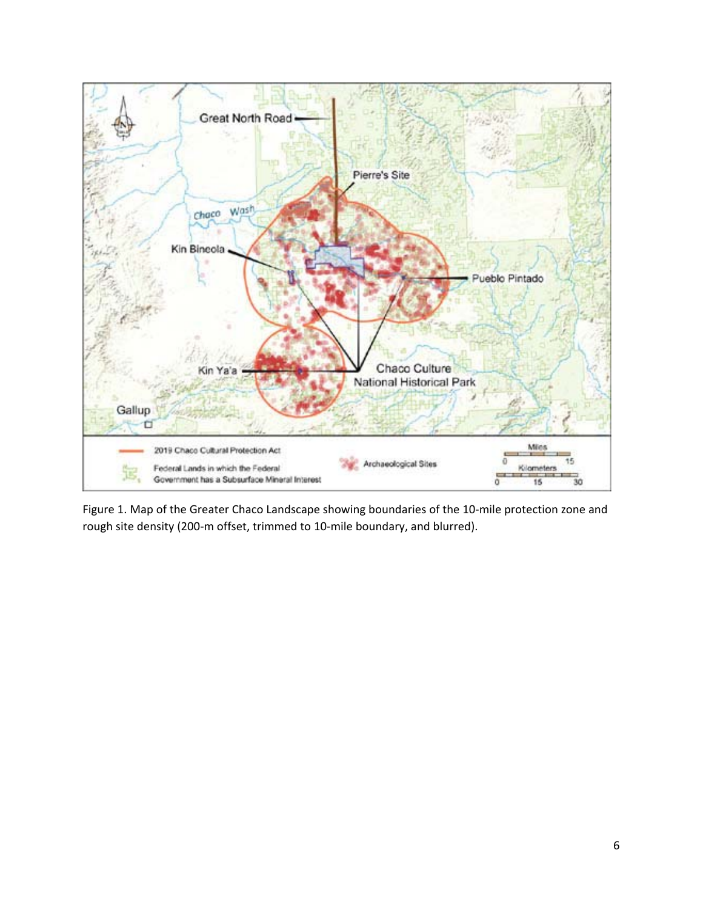Figure 1. Map of the Greater Chaco Landscape showing boundaries of the 10-mile protection zone and rough site density (200-m offset, trimmed to 10-mile boundary, and blurred).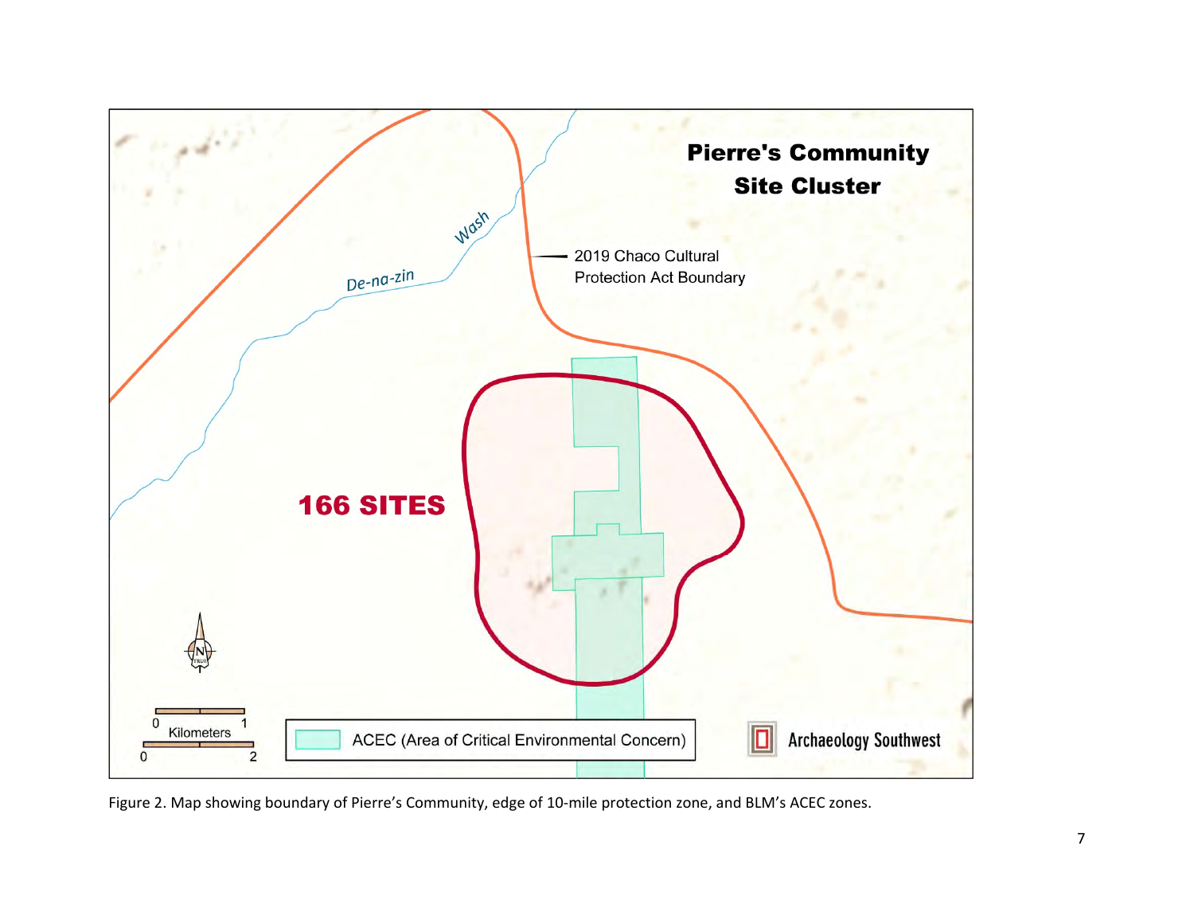Pierre's Community Site Cluster

2019 Chaco Cultural Protection Act Boundary

De-na-zin Wash

166 SITES

0 1 Kilometers 0 2

ACEC (Area of Critical Environmental Concern)

Archaeology Southwest

Figure 2. Map showing boundary of Pierre's Community, edge of 10-mile protection zone, and BLM's ACEC zones.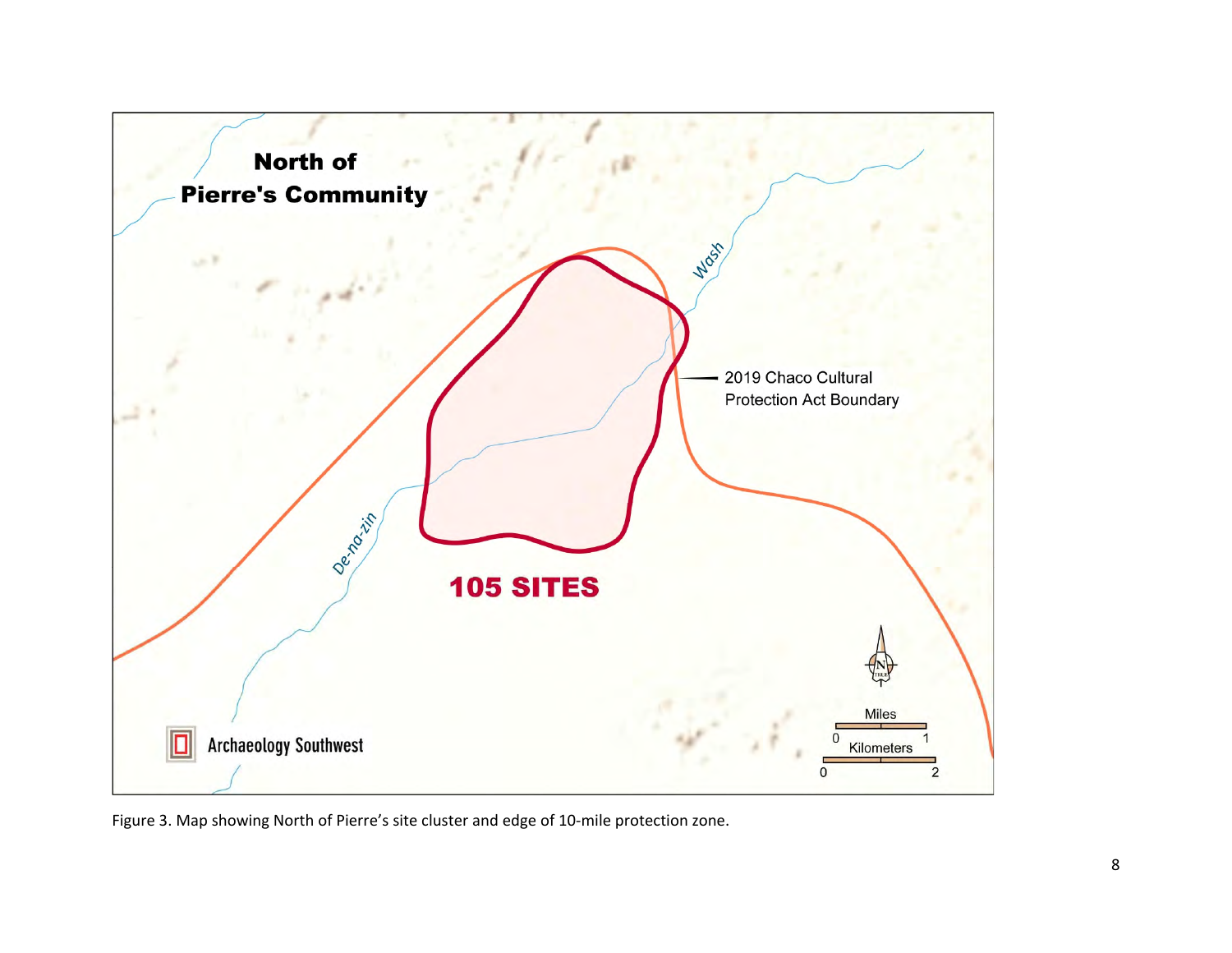Figure 3. Map showing North of Pierre's site cluster and edge of 10-mile protection zone.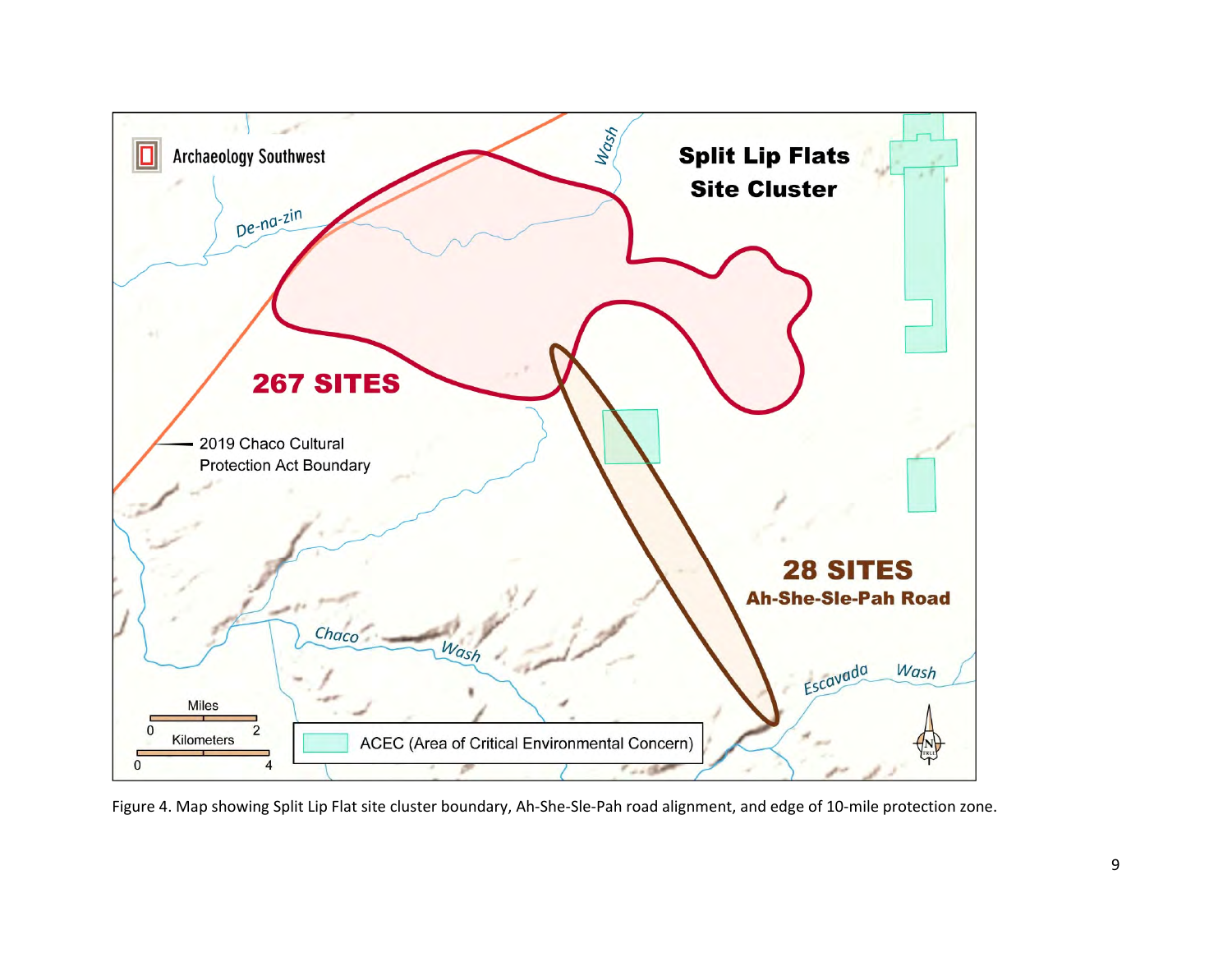Figure 4. Map showing Split Lip Flat site cluster boundary, Ah-She-Sle-Pah road alignment, and edge of 10-mile protection zone.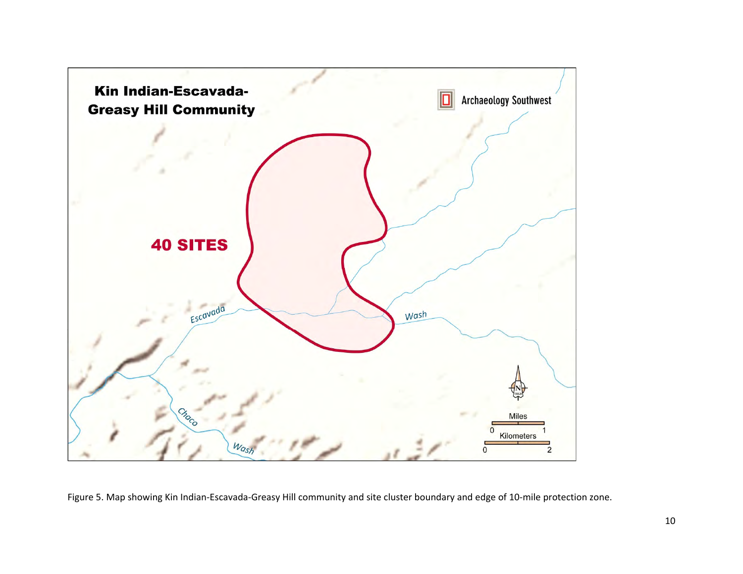Figure 5. Map showing Kin Indian-Escavada-Greasy Hill community and site cluster boundary and edge of 10-mile protection zone.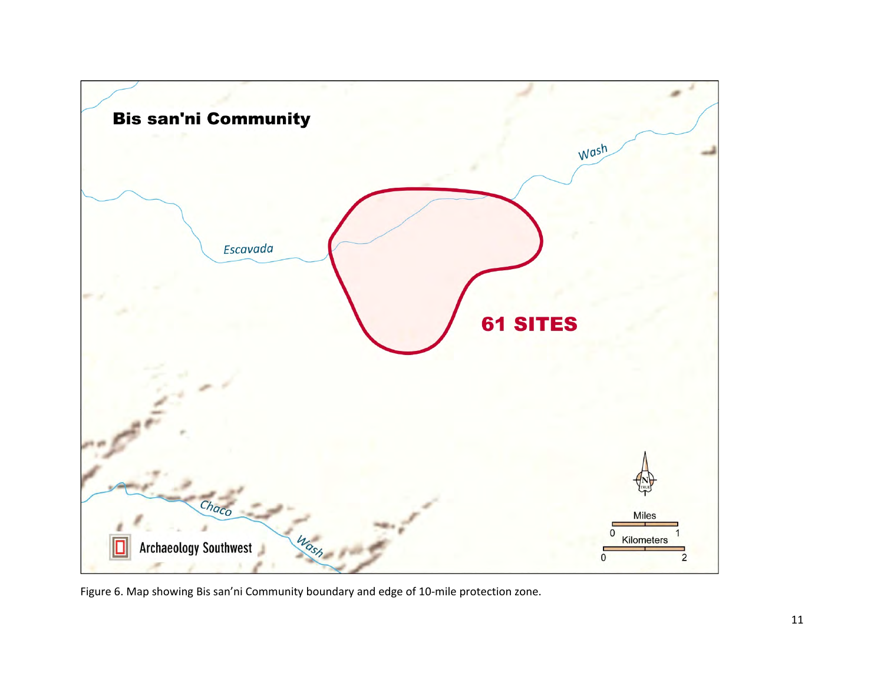Figure 6. Map showing Bis san'ni Community boundary and edge of 10-mile protection zone.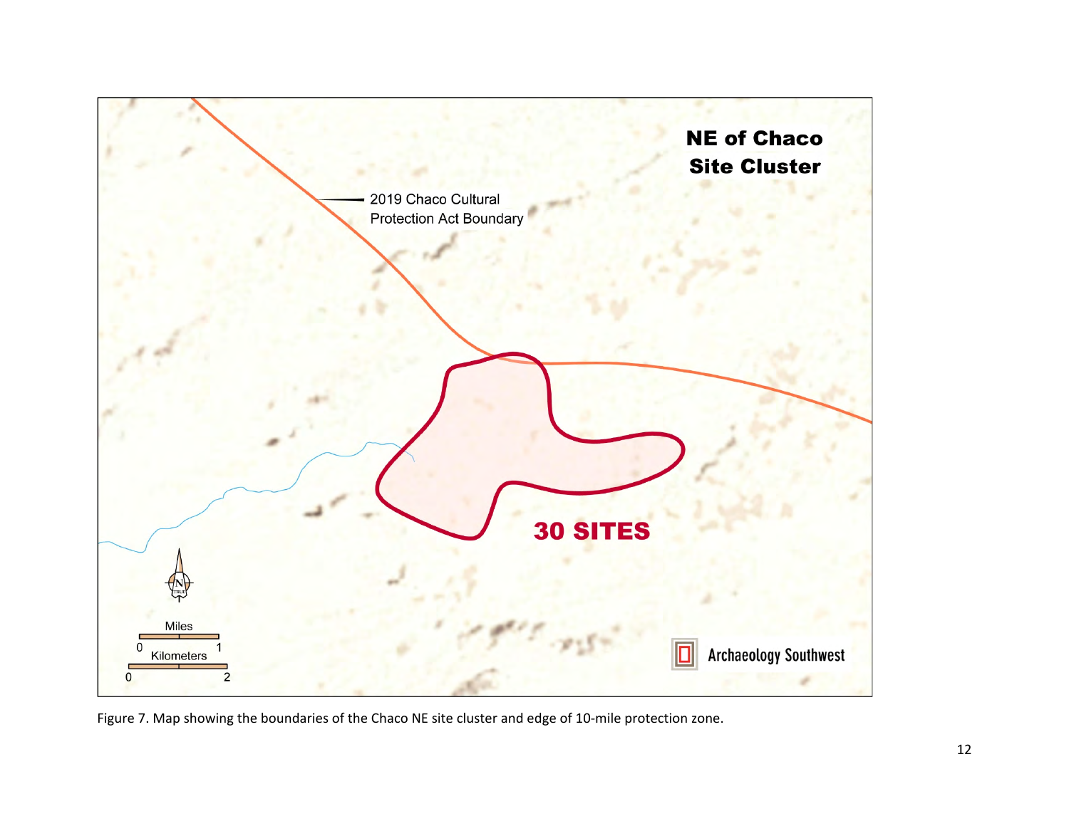NE of Chaco
Site Cluster

2019 Chaco Cultural
Protection Act Boundary

30 SITES

Miles
0 1
Kilometers
0 2

Archaeology Southwest

Figure 7. Map showing the boundaries of the Chaco NE site cluster and edge of 10-mile protection zone.